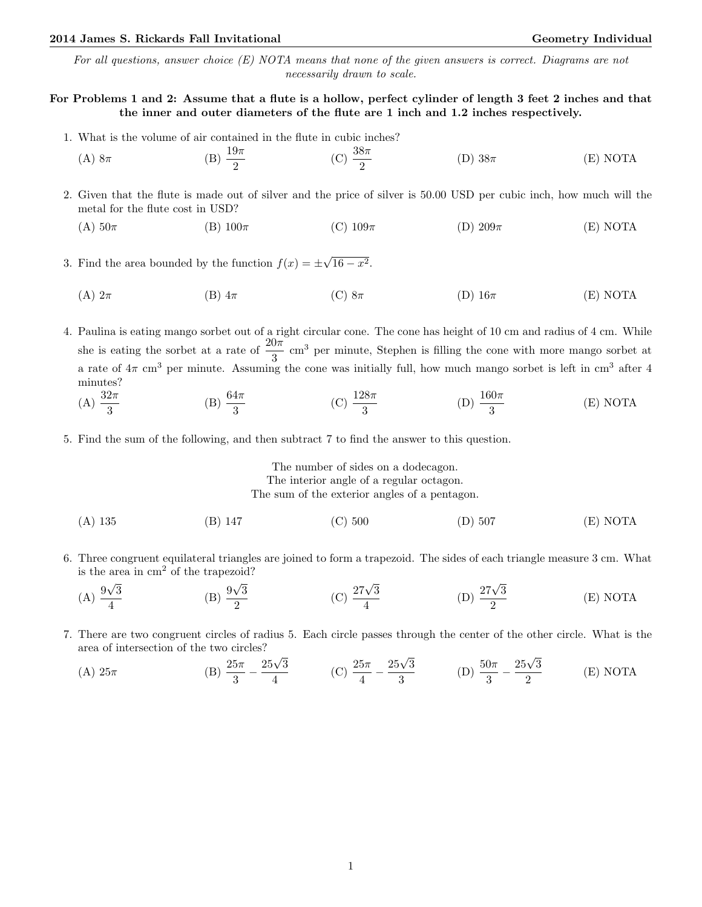*For all questions, answer choice (E) NOTA means that none of the given answers is correct. Diagrams are not necessarily drawn to scale.*

**For Problems 1 and 2: Assume that a flute is a hollow, perfect cylinder of length 3 feet 2 inches and that the inner and outer diameters of the flute are 1 inch and 1.2 inches respectively.**

1. What is the volume of air contained in the flute in cubic inches?

   (A) $8\pi$ (B) $\frac{19\pi}{2}$ (C) $\frac{38\pi}{2}$ (D) $38\pi$ (E) NOTA

2. Given that the flute is made out of silver and the price of silver is 50.00 USD per cubic inch, how much will the metal for the flute cost in USD?

   (A) $50\pi$ (B) $100\pi$ (C) $109\pi$ (D) $209\pi$ (E) NOTA

3. Find the area bounded by the function $f(x) = \pm\sqrt{16 - x^2}$.

   (A) $2\pi$ (B) $4\pi$ (C) $8\pi$ (D) $16\pi$ (E) NOTA

4. Paulina is eating mango sorbet out of a right circular cone. The cone has height of 10 cm and radius of 4 cm. While she is eating the sorbet at a rate of $\frac{20\pi}{3}$ cm$^3$ per minute, Stephen is filling the cone with more mango sorbet at a rate of $4\pi$ cm$^3$ per minute. Assuming the cone was initially full, how much mango sorbet is left in cm$^3$ after 4 minutes?

   (A) $\frac{32\pi}{3}$ (B) $\frac{64\pi}{3}$ (C) $\frac{128\pi}{3}$ (D) $\frac{160\pi}{3}$ (E) NOTA

5. Find the sum of the following, and then subtract 7 to find the answer to this question.

   The number of sides on a dodecagon.
   The interior angle of a regular octagon.
   The sum of the exterior angles of a pentagon.

   (A) 135 (B) 147 (C) 500 (D) 507 (E) NOTA

6. Three congruent equilateral triangles are joined to form a trapezoid. The sides of each triangle measure 3 cm. What is the area in cm$^2$ of the trapezoid?

   (A) $\frac{9\sqrt{3}}{4}$ (B) $\frac{9\sqrt{3}}{2}$ (C) $\frac{27\sqrt{3}}{4}$ (D) $\frac{27\sqrt{3}}{2}$ (E) NOTA

7. There are two congruent circles of radius 5. Each circle passes through the center of the other circle. What is the area of intersection of the two circles?

   (A) $25\pi$ (B) $\frac{25\pi}{3} - \frac{25\sqrt{3}}{4}$ (C) $\frac{25\pi}{4} - \frac{25\sqrt{3}}{3}$ (D) $\frac{50\pi}{3} - \frac{25\sqrt{3}}{2}$ (E) NOTA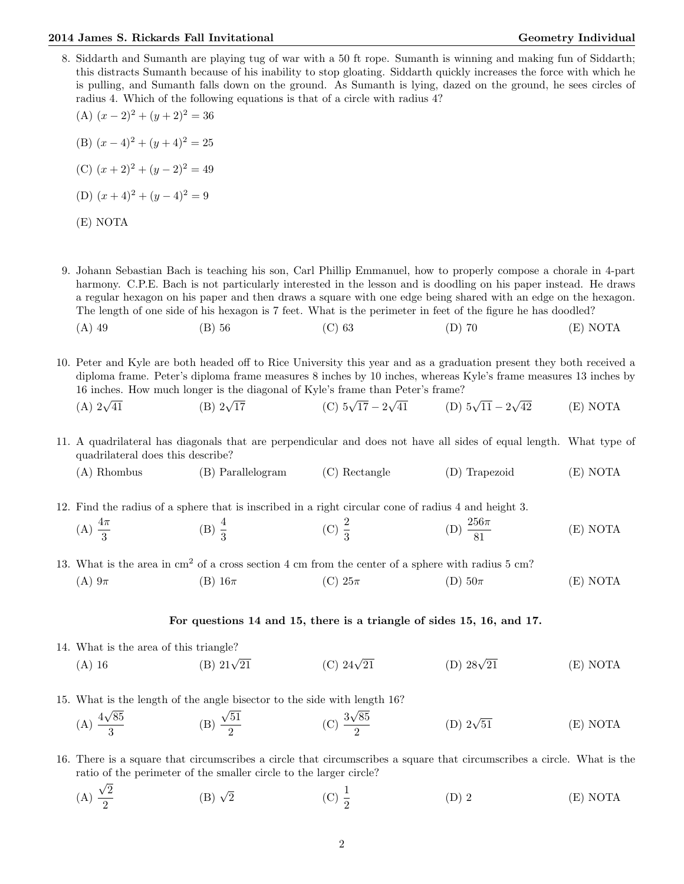8. Siddarth and Sumanth are playing tug of war with a 50 ft rope. Sumanth is winning and making fun of Siddarth; this distracts Sumanth because of his inability to stop gloating. Siddarth quickly increases the force with which he is pulling, and Sumanth falls down on the ground. As Sumanth is lying, dazed on the ground, he sees circles of radius 4. Which of the following equations is that of a circle with radius 4?

   (A) $(x-2)^2 + (y+2)^2 = 36$

   (B) $(x-4)^2 + (y+4)^2 = 25$

   (C) $(x+2)^2 + (y-2)^2 = 49$

   (D) $(x+4)^2 + (y-4)^2 = 9$

   (E) NOTA

9. Johann Sebastian Bach is teaching his son, Carl Phillip Emmanuel, how to properly compose a chorale in 4-part harmony. C.P.E. Bach is not particularly interested in the lesson and is doodling on his paper instead. He draws a regular hexagon on his paper and then draws a square with one edge being shared with an edge on the hexagon. The length of one side of his hexagon is 7 feet. What is the perimeter in feet of the figure he has doodled?

   (A) 49 (B) 56 (C) 63 (D) 70 (E) NOTA

10. Peter and Kyle are both headed off to Rice University this year and as a graduation present they both received a diploma frame. Peter's diploma frame measures 8 inches by 10 inches, whereas Kyle's frame measures 13 inches by 16 inches. How much longer is the diagonal of Kyle's frame than Peter's frame?

    (A) $2\sqrt{41}$ (B) $2\sqrt{17}$ (C) $5\sqrt{17} - 2\sqrt{41}$ (D) $5\sqrt{11} - 2\sqrt{42}$ (E) NOTA

11. A quadrilateral has diagonals that are perpendicular and does not have all sides of equal length. What type of quadrilateral does this describe?

    (A) Rhombus (B) Parallelogram (C) Rectangle (D) Trapezoid (E) NOTA

12. Find the radius of a sphere that is inscribed in a right circular cone of radius 4 and height 3.

    (A) $\frac{4\pi}{3}$ (B) $\frac{4}{3}$ (C) $\frac{2}{3}$ (D) $\frac{256\pi}{81}$ (E) NOTA

13. What is the area in cm$^2$ of a cross section 4 cm from the center of a sphere with radius 5 cm?

    (A) $9\pi$ (B) $16\pi$ (C) $25\pi$ (D) $50\pi$ (E) NOTA

**For questions 14 and 15, there is a triangle of sides 15, 16, and 17.**

14. What is the area of this triangle?

    (A) 16 (B) $21\sqrt{21}$ (C) $24\sqrt{21}$ (D) $28\sqrt{21}$ (E) NOTA

15. What is the length of the angle bisector to the side with length 16?

    (A) $\frac{4\sqrt{85}}{3}$ (B) $\frac{\sqrt{51}}{2}$ (C) $\frac{3\sqrt{85}}{2}$ (D) $2\sqrt{51}$ (E) NOTA

16. There is a square that circumscribes a circle that circumscribes a square that circumscribes a circle. What is the ratio of the perimeter of the smaller circle to the larger circle?

    (A) $\frac{\sqrt{2}}{2}$ (B) $\sqrt{2}$ (C) $\frac{1}{2}$ (D) 2 (E) NOTA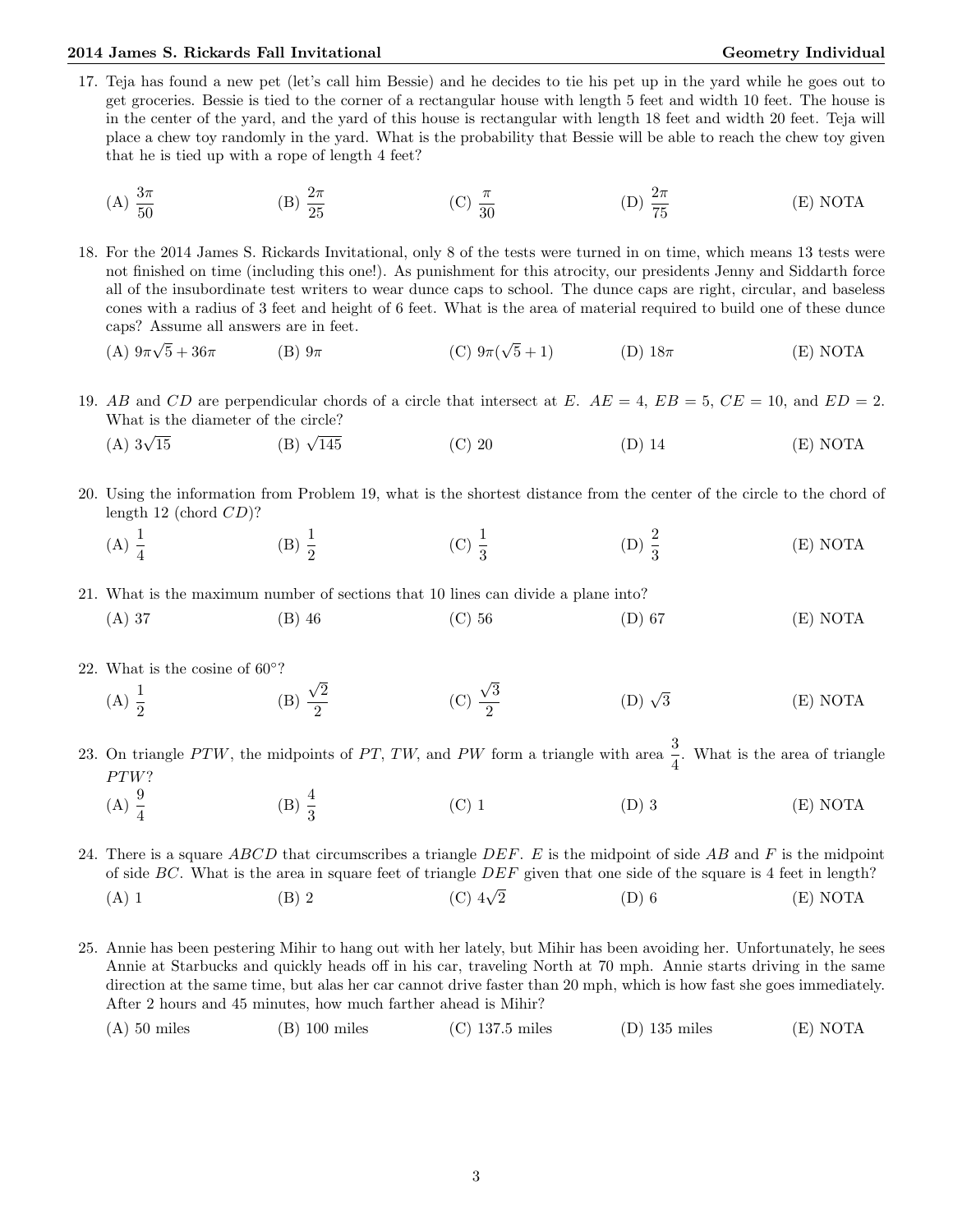17. Teja has found a new pet (let's call him Bessie) and he decides to tie his pet up in the yard while he goes out to get groceries. Bessie is tied to the corner of a rectangular house with length 5 feet and width 10 feet. The house is in the center of the yard, and the yard of this house is rectangular with length 18 feet and width 20 feet. Teja will place a chew toy randomly in the yard. What is the probability that Bessie will be able to reach the chew toy given that he is tied up with a rope of length 4 feet?

    (A) $\frac{3\pi}{50}$ (B) $\frac{2\pi}{25}$ (C) $\frac{\pi}{30}$ (D) $\frac{2\pi}{75}$ (E) NOTA

18. For the 2014 James S. Rickards Invitational, only 8 of the tests were turned in on time, which means 13 tests were not finished on time (including this one!). As punishment for this atrocity, our presidents Jenny and Siddarth force all of the insubordinate test writers to wear dunce caps to school. The dunce caps are right, circular, and baseless cones with a radius of 3 feet and height of 6 feet. What is the area of material required to build one of these dunce caps? Assume all answers are in feet.

    (A) $9\pi\sqrt{5} + 36\pi$ (B) $9\pi$ (C) $9\pi(\sqrt{5} + 1)$ (D) $18\pi$ (E) NOTA

19. $AB$ and $CD$ are perpendicular chords of a circle that intersect at $E$. $AE = 4$, $EB = 5$, $CE = 10$, and $ED = 2$. What is the diameter of the circle?

    (A) $3\sqrt{15}$ (B) $\sqrt{145}$ (C) 20 (D) 14 (E) NOTA

20. Using the information from Problem 19, what is the shortest distance from the center of the circle to the chord of length 12 (chord $CD$)?

    (A) $\frac{1}{4}$ (B) $\frac{1}{2}$ (C) $\frac{1}{3}$ (D) $\frac{2}{3}$ (E) NOTA

21. What is the maximum number of sections that 10 lines can divide a plane into?

    (A) 37 (B) 46 (C) 56 (D) 67 (E) NOTA

22. What is the cosine of $60°$?

    (A) $\frac{1}{2}$ (B) $\frac{\sqrt{2}}{2}$ (C) $\frac{\sqrt{3}}{2}$ (D) $\sqrt{3}$ (E) NOTA

23. On triangle $PTW$, the midpoints of $PT$, $TW$, and $PW$ form a triangle with area $\frac{3}{4}$. What is the area of triangle $PTW$?

    (A) $\frac{9}{4}$ (B) $\frac{4}{3}$ (C) 1 (D) 3 (E) NOTA

24. There is a square $ABCD$ that circumscribes a triangle $DEF$. $E$ is the midpoint of side $AB$ and $F$ is the midpoint of side $BC$. What is the area in square feet of triangle $DEF$ given that one side of the square is 4 feet in length?

    (A) 1 (B) 2 (C) $4\sqrt{2}$ (D) 6 (E) NOTA

25. Annie has been pestering Mihir to hang out with her lately, but Mihir has been avoiding her. Unfortunately, he sees Annie at Starbucks and quickly heads off in his car, traveling North at 70 mph. Annie starts driving in the same direction at the same time, but alas her car cannot drive faster than 20 mph, which is how fast she goes immediately. After 2 hours and 45 minutes, how much farther ahead is Mihir?

    (A) 50 miles (B) 100 miles (C) 137.5 miles (D) 135 miles (E) NOTA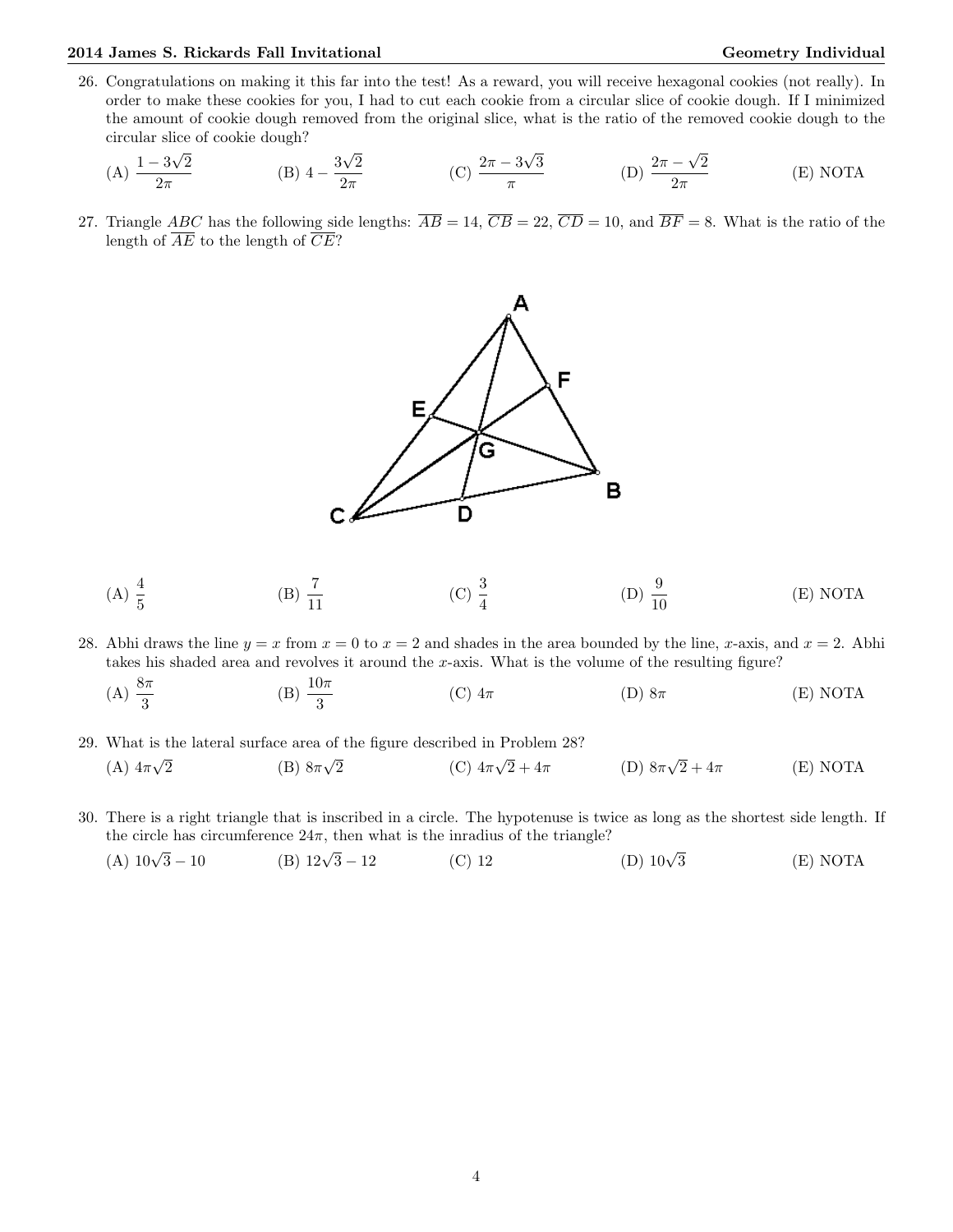26. Congratulations on making it this far into the test! As a reward, you will receive hexagonal cookies (not really). In order to make these cookies for you, I had to cut each cookie from a circular slice of cookie dough. If I minimized the amount of cookie dough removed from the original slice, what is the ratio of the removed cookie dough to the circular slice of cookie dough?

   (A) $\frac{1-3\sqrt{2}}{2\pi}$ (B) $4-\frac{3\sqrt{2}}{2\pi}$ (C) $\frac{2\pi-3\sqrt{3}}{\pi}$ (D) $\frac{2\pi-\sqrt{2}}{2\pi}$ (E) NOTA

27. Triangle $ABC$ has the following side lengths: $\overline{AB}=14$, $\overline{CB}=22$, $\overline{CD}=10$, and $\overline{BF}=8$. What is the ratio of the length of $\overline{AE}$ to the length of $\overline{CE}$?

   A
   F
   E
   G
   B
   C
   D

   (A) $\frac{4}{5}$ (B) $\frac{7}{11}$ (C) $\frac{3}{4}$ (D) $\frac{9}{10}$ (E) NOTA

28. Abhi draws the line $y=x$ from $x=0$ to $x=2$ and shades in the area bounded by the line, $x$-axis, and $x=2$. Abhi takes his shaded area and revolves it around the $x$-axis. What is the volume of the resulting figure?

   (A) $\frac{8\pi}{3}$ (B) $\frac{10\pi}{3}$ (C) $4\pi$ (D) $8\pi$ (E) NOTA

29. What is the lateral surface area of the figure described in Problem 28?

   (A) $4\pi\sqrt{2}$ (B) $8\pi\sqrt{2}$ (C) $4\pi\sqrt{2}+4\pi$ (D) $8\pi\sqrt{2}+4\pi$ (E) NOTA

30. There is a right triangle that is inscribed in a circle. The hypotenuse is twice as long as the shortest side length. If the circle has circumference $24\pi$, then what is the inradius of the triangle?

   (A) $10\sqrt{3}-10$ (B) $12\sqrt{3}-12$ (C) 12 (D) $10\sqrt{3}$ (E) NOTA